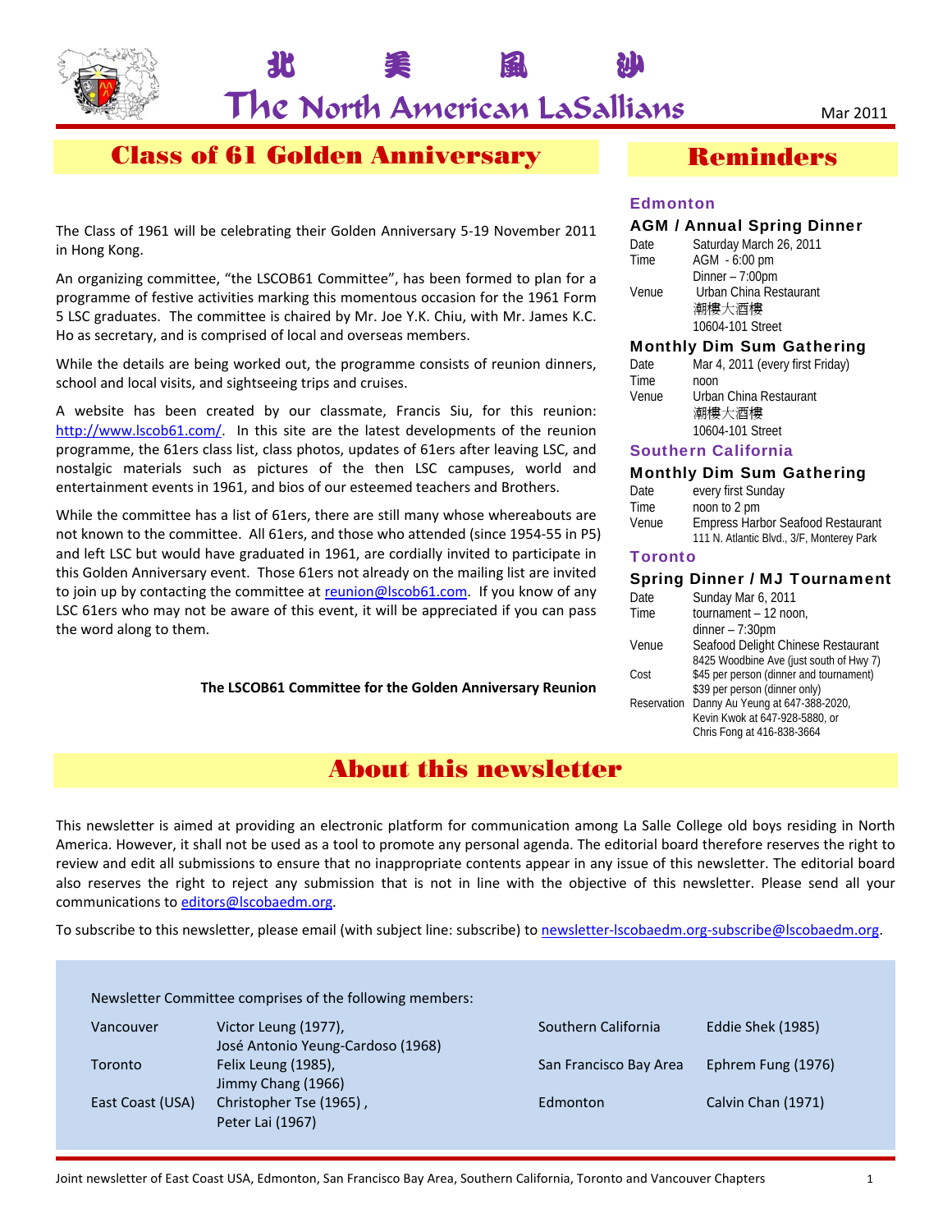# 北 美 風 沙

# The North American LaSallians

Mar 2011

## Class of 61 Golden Anniversary

The Class of 1961 will be celebrating their Golden Anniversary 5-19 November 2011 in Hong Kong.

An organizing committee, "the LSCOB61 Committee", has been formed to plan for a programme of festive activities marking this momentous occasion for the 1961 Form 5 LSC graduates. The committee is chaired by Mr. Joe Y.K. Chiu, with Mr. James K.C. Ho as secretary, and is comprised of local and overseas members.

While the details are being worked out, the programme consists of reunion dinners, school and local visits, and sightseeing trips and cruises.

A website has been created by our classmate, Francis Siu, for this reunion: http://www.lscob61.com/. In this site are the latest developments of the reunion programme, the 61ers class list, class photos, updates of 61ers after leaving LSC, and nostalgic materials such as pictures of the then LSC campuses, world and entertainment events in 1961, and bios of our esteemed teachers and Brothers.

While the committee has a list of 61ers, there are still many whose whereabouts are not known to the committee. All 61ers, and those who attended (since 1954-55 in P5) and left LSC but would have graduated in 1961, are cordially invited to participate in this Golden Anniversary event. Those 61ers not already on the mailing list are invited to join up by contacting the committee at reunion@lscob61.com. If you know of any LSC 61ers who may not be aware of this event, it will be appreciated if you can pass the word along to them.

**The LSCOB61 Committee for the Golden Anniversary Reunion**

## Reminders

### Edmonton

#### AGM / Annual Spring Dinner

| | |
|---|---|
| Date | Saturday March 26, 2011 |
| Time | AGM - 6:00 pm<br>Dinner – 7:00pm |
| Venue | Urban China Restaurant<br>潮樓大酒樓<br>10604-101 Street |

#### Monthly Dim Sum Gathering

| | |
|---|---|
| Date | Mar 4, 2011 (every first Friday) |
| Time | noon |
| Venue | Urban China Restaurant<br>潮樓大酒樓<br>10604-101 Street |

### Southern California

#### Monthly Dim Sum Gathering

| | |
|---|---|
| Date | every first Sunday |
| Time | noon to 2 pm |
| Venue | Empress Harbor Seafood Restaurant<br>111 N. Atlantic Blvd., 3/F, Monterey Park |

### Toronto

#### Spring Dinner / MJ Tournament

| | |
|---|---|
| Date | Sunday Mar 6, 2011 |
| Time | tournament – 12 noon,<br>dinner – 7:30pm |
| Venue | Seafood Delight Chinese Restaurant<br>8425 Woodbine Ave (just south of Hwy 7) |
| Cost | $45 per person (dinner and tournament)<br>$39 per person (dinner only) |
| Reservation | Danny Au Yeung at 647-388-2020,<br>Kevin Kwok at 647-928-5880, or<br>Chris Fong at 416-838-3664 |

## About this newsletter

This newsletter is aimed at providing an electronic platform for communication among La Salle College old boys residing in North America. However, it shall not be used as a tool to promote any personal agenda. The editorial board therefore reserves the right to review and edit all submissions to ensure that no inappropriate contents appear in any issue of this newsletter. The editorial board also reserves the right to reject any submission that is not in line with the objective of this newsletter. Please send all your communications to editors@lscobaedm.org.

To subscribe to this newsletter, please email (with subject line: subscribe) to newsletter-lscobaedm.org-subscribe@lscobaedm.org.

Newsletter Committee comprises of the following members:

| | | | |
|---|---|---|---|
| Vancouver | Victor Leung (1977),<br>José Antonio Yeung-Cardoso (1968) | Southern California | Eddie Shek (1985) |
| Toronto | Felix Leung (1985),<br>Jimmy Chang (1966) | San Francisco Bay Area | Ephrem Fung (1976) |
| East Coast (USA) | Christopher Tse (1965),<br>Peter Lai (1967) | Edmonton | Calvin Chan (1971) |

Joint newsletter of East Coast USA, Edmonton, San Francisco Bay Area, Southern California, Toronto and Vancouver Chapters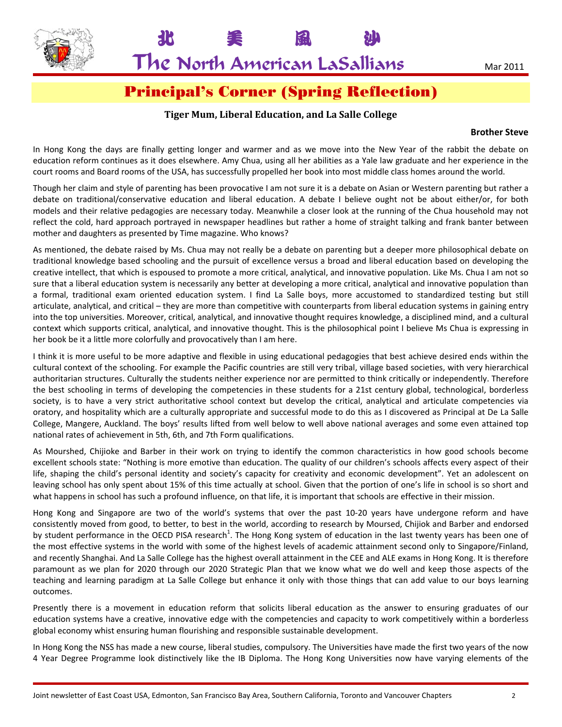# Principal's Corner (Spring Reflection)

### Tiger Mum, Liberal Education, and La Salle College

**Brother Steve**

In Hong Kong the days are finally getting longer and warmer and as we move into the New Year of the rabbit the debate on education reform continues as it does elsewhere. Amy Chua, using all her abilities as a Yale law graduate and her experience in the court rooms and Board rooms of the USA, has successfully propelled her book into most middle class homes around the world.

Though her claim and style of parenting has been provocative I am not sure it is a debate on Asian or Western parenting but rather a debate on traditional/conservative education and liberal education. A debate I believe ought not be about either/or, for both models and their relative pedagogies are necessary today. Meanwhile a closer look at the running of the Chua household may not reflect the cold, hard approach portrayed in newspaper headlines but rather a home of straight talking and frank banter between mother and daughters as presented by Time magazine. Who knows?

As mentioned, the debate raised by Ms. Chua may not really be a debate on parenting but a deeper more philosophical debate on traditional knowledge based schooling and the pursuit of excellence versus a broad and liberal education based on developing the creative intellect, that which is espoused to promote a more critical, analytical, and innovative population. Like Ms. Chua I am not so sure that a liberal education system is necessarily any better at developing a more critical, analytical and innovative population than a formal, traditional exam oriented education system. I find La Salle boys, more accustomed to standardized testing but still articulate, analytical, and critical – they are more than competitive with counterparts from liberal education systems in gaining entry into the top universities. Moreover, critical, analytical, and innovative thought requires knowledge, a disciplined mind, and a cultural context which supports critical, analytical, and innovative thought. This is the philosophical point I believe Ms Chua is expressing in her book be it a little more colorfully and provocatively than I am here.

I think it is more useful to be more adaptive and flexible in using educational pedagogies that best achieve desired ends within the cultural context of the schooling. For example the Pacific countries are still very tribal, village based societies, with very hierarchical authoritarian structures. Culturally the students neither experience nor are permitted to think critically or independently. Therefore the best schooling in terms of developing the competencies in these students for a 21st century global, technological, borderless society, is to have a very strict authoritative school context but develop the critical, analytical and articulate competencies via oratory, and hospitality which are a culturally appropriate and successful mode to do this as I discovered as Principal at De La Salle College, Mangere, Auckland. The boys' results lifted from well below to well above national averages and some even attained top national rates of achievement in 5th, 6th, and 7th Form qualifications.

As Mourshed, Chijioke and Barber in their work on trying to identify the common characteristics in how good schools become excellent schools state: "Nothing is more emotive than education. The quality of our children's schools affects every aspect of their life, shaping the child's personal identity and society's capacity for creativity and economic development". Yet an adolescent on leaving school has only spent about 15% of this time actually at school. Given that the portion of one's life in school is so short and what happens in school has such a profound influence, on that life, it is important that schools are effective in their mission.

Hong Kong and Singapore are two of the world's systems that over the past 10-20 years have undergone reform and have consistently moved from good, to better, to best in the world, according to research by Moursed, Chijiok and Barber and endorsed by student performance in the OECD PISA research[1]. The Hong Kong system of education in the last twenty years has been one of the most effective systems in the world with some of the highest levels of academic attainment second only to Singapore/Finland, and recently Shanghai. And La Salle College has the highest overall attainment in the CEE and ALE exams in Hong Kong. It is therefore paramount as we plan for 2020 through our 2020 Strategic Plan that we know what we do well and keep those aspects of the teaching and learning paradigm at La Salle College but enhance it only with those things that can add value to our boys learning outcomes.

Presently there is a movement in education reform that solicits liberal education as the answer to ensuring graduates of our education systems have a creative, innovative edge with the competencies and capacity to work competitively within a borderless global economy whist ensuring human flourishing and responsible sustainable development.

In Hong Kong the NSS has made a new course, liberal studies, compulsory. The Universities have made the first two years of the now 4 Year Degree Programme look distinctively like the IB Diploma. The Hong Kong Universities now have varying elements of the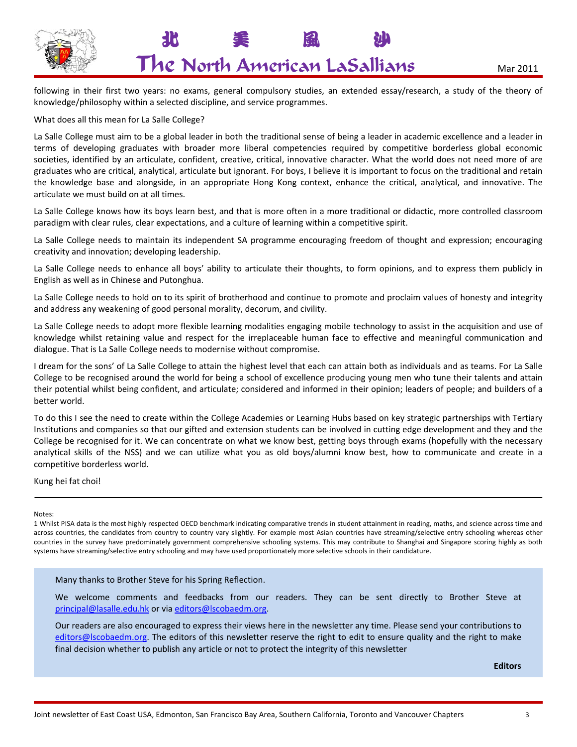following in their first two years: no exams, general compulsory studies, an extended essay/research, a study of the theory of knowledge/philosophy within a selected discipline, and service programmes.

What does all this mean for La Salle College?

La Salle College must aim to be a global leader in both the traditional sense of being a leader in academic excellence and a leader in terms of developing graduates with broader more liberal competencies required by competitive borderless global economic societies, identified by an articulate, confident, creative, critical, innovative character. What the world does not need more of are graduates who are critical, analytical, articulate but ignorant. For boys, I believe it is important to focus on the traditional and retain the knowledge base and alongside, in an appropriate Hong Kong context, enhance the critical, analytical, and innovative. The articulate we must build on at all times.

La Salle College knows how its boys learn best, and that is more often in a more traditional or didactic, more controlled classroom paradigm with clear rules, clear expectations, and a culture of learning within a competitive spirit.

La Salle College needs to maintain its independent SA programme encouraging freedom of thought and expression; encouraging creativity and innovation; developing leadership.

La Salle College needs to enhance all boys' ability to articulate their thoughts, to form opinions, and to express them publicly in English as well as in Chinese and Putonghua.

La Salle College needs to hold on to its spirit of brotherhood and continue to promote and proclaim values of honesty and integrity and address any weakening of good personal morality, decorum, and civility.

La Salle College needs to adopt more flexible learning modalities engaging mobile technology to assist in the acquisition and use of knowledge whilst retaining value and respect for the irreplaceable human face to effective and meaningful communication and dialogue. That is La Salle College needs to modernise without compromise.

I dream for the sons' of La Salle College to attain the highest level that each can attain both as individuals and as teams. For La Salle College to be recognised around the world for being a school of excellence producing young men who tune their talents and attain their potential whilst being confident, and articulate; considered and informed in their opinion; leaders of people; and builders of a better world.

To do this I see the need to create within the College Academies or Learning Hubs based on key strategic partnerships with Tertiary Institutions and companies so that our gifted and extension students can be involved in cutting edge development and they and the College be recognised for it. We can concentrate on what we know best, getting boys through exams (hopefully with the necessary analytical skills of the NSS) and we can utilize what you as old boys/alumni know best, how to communicate and create in a competitive borderless world.

Kung hei fat choi!

---

Notes:

1 Whilst PISA data is the most highly respected OECD benchmark indicating comparative trends in student attainment in reading, maths, and science across time and across countries, the candidates from country to country vary slightly. For example most Asian countries have streaming/selective entry schooling whereas other countries in the survey have predominately government comprehensive schooling systems. This may contribute to Shanghai and Singapore scoring highly as both systems have streaming/selective entry schooling and may have used proportionately more selective schools in their candidature.

---

Many thanks to Brother Steve for his Spring Reflection.

We welcome comments and feedbacks from our readers. They can be sent directly to Brother Steve at principal@lasalle.edu.hk or via editors@lscobaedm.org.

Our readers are also encouraged to express their views here in the newsletter any time. Please send your contributions to editors@lscobaedm.org. The editors of this newsletter reserve the right to edit to ensure quality and the right to make final decision whether to publish any article or not to protect the integrity of this newsletter

**Editors**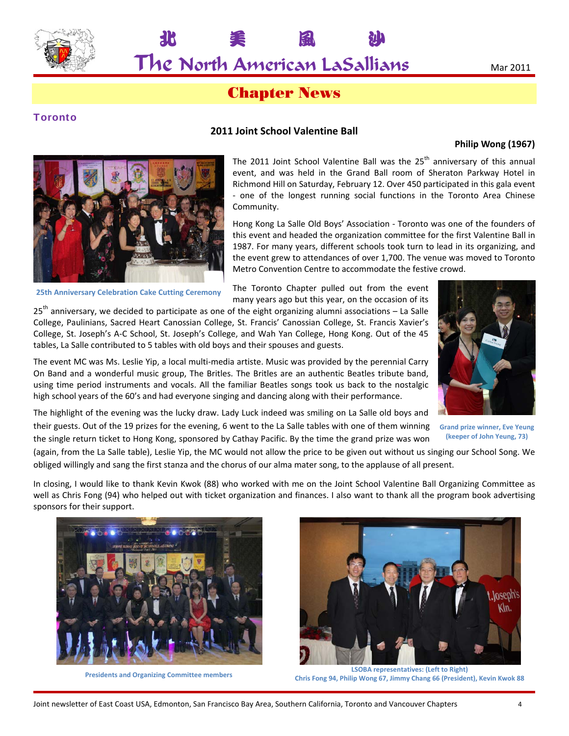# Chapter News

## Toronto

### 2011 Joint School Valentine Ball

**Philip Wong (1967)**

25th Anniversary Celebration Cake Cutting Ceremony

The 2011 Joint School Valentine Ball was the 25th anniversary of this annual event, and was held in the Grand Ball room of Sheraton Parkway Hotel in Richmond Hill on Saturday, February 12. Over 450 participated in this gala event - one of the longest running social functions in the Toronto Area Chinese Community.

Hong Kong La Salle Old Boys' Association - Toronto was one of the founders of this event and headed the organization committee for the first Valentine Ball in 1987. For many years, different schools took turn to lead in its organizing, and the event grew to attendances of over 1,700. The venue was moved to Toronto Metro Convention Centre to accommodate the festive crowd.

The Toronto Chapter pulled out from the event many years ago but this year, on the occasion of its 25th anniversary, we decided to participate as one of the eight organizing alumni associations – La Salle College, Paulinians, Sacred Heart Canossian College, St. Francis' Canossian College, St. Francis Xavier's College, St. Joseph's A-C School, St. Joseph's College, and Wah Yan College, Hong Kong. Out of the 45 tables, La Salle contributed to 5 tables with old boys and their spouses and guests.

The event MC was Ms. Leslie Yip, a local multi-media artiste. Music was provided by the perennial Carry On Band and a wonderful music group, The Britles. The Britles are an authentic Beatles tribute band, using time period instruments and vocals. All the familiar Beatles songs took us back to the nostalgic high school years of the 60's and had everyone singing and dancing along with their performance.

Grand prize winner, Eve Yeung (keeper of John Yeung, 73)

The highlight of the evening was the lucky draw. Lady Luck indeed was smiling on La Salle old boys and their guests. Out of the 19 prizes for the evening, 6 went to the La Salle tables with one of them winning the single return ticket to Hong Kong, sponsored by Cathay Pacific. By the time the grand prize was won (again, from the La Salle table), Leslie Yip, the MC would not allow the price to be given out without us singing our School Song. We obliged willingly and sang the first stanza and the chorus of our alma mater song, to the applause of all present.

In closing, I would like to thank Kevin Kwok (88) who worked with me on the Joint School Valentine Ball Organizing Committee as well as Chris Fong (94) who helped out with ticket organization and finances. I also want to thank all the program book advertising sponsors for their support.

Presidents and Organizing Committee members

LSOBA representatives: (Left to Right)
Chris Fong 94, Philip Wong 67, Jimmy Chang 66 (President), Kevin Kwok 88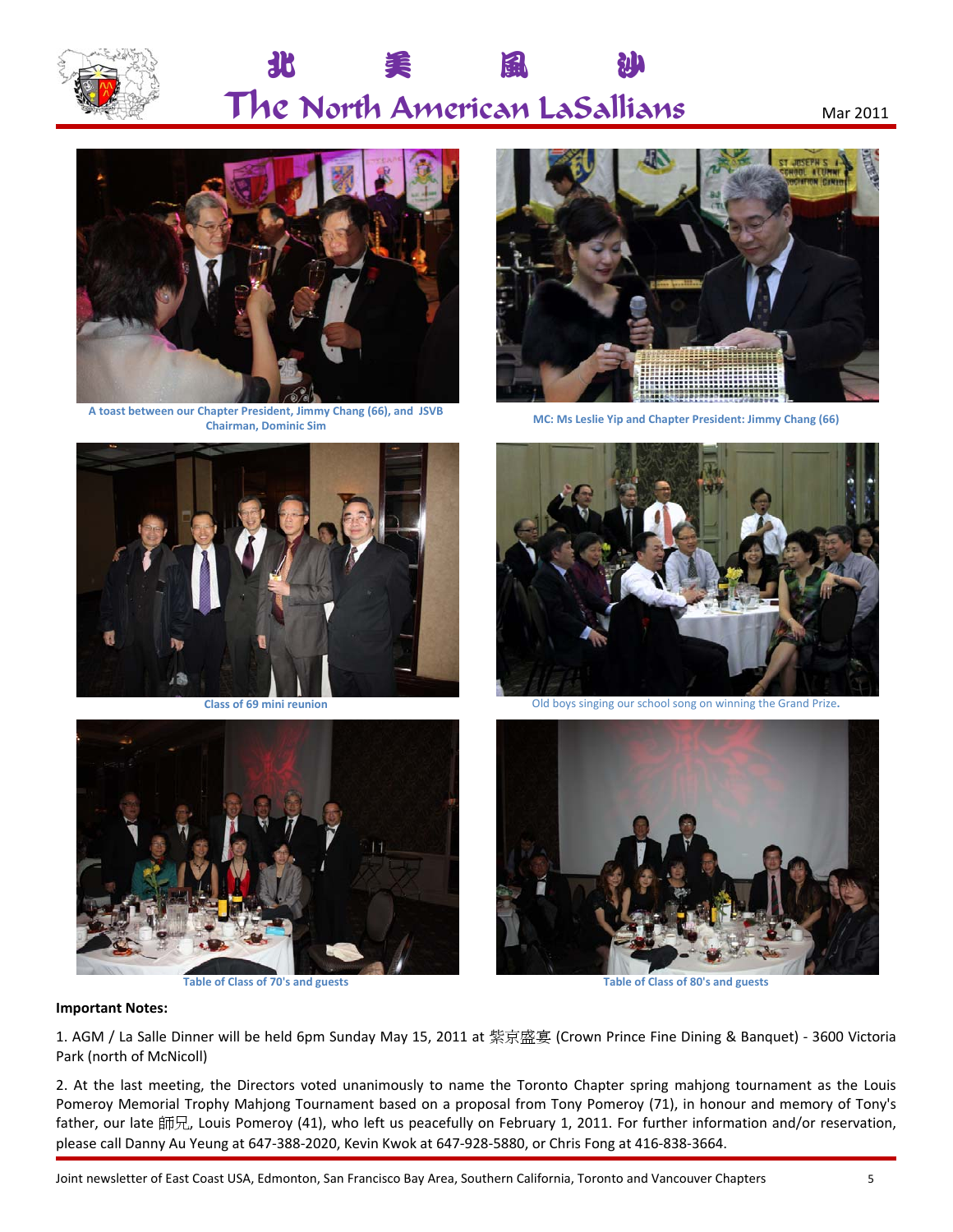A toast between our Chapter President, Jimmy Chang (66), and JSVB Chairman, Dominic Sim

MC: Ms Leslie Yip and Chapter President: Jimmy Chang (66)

Class of 69 mini reunion

Old boys singing our school song on winning the Grand Prize.

Table of Class of 70's and guests

Table of Class of 80's and guests

**Important Notes:**

1. AGM / La Salle Dinner will be held 6pm Sunday May 15, 2011 at 紫京盛宴 (Crown Prince Fine Dining & Banquet) - 3600 Victoria Park (north of McNicoll)

2. At the last meeting, the Directors voted unanimously to name the Toronto Chapter spring mahjong tournament as the Louis Pomeroy Memorial Trophy Mahjong Tournament based on a proposal from Tony Pomeroy (71), in honour and memory of Tony's father, our late 師兄, Louis Pomeroy (41), who left us peacefully on February 1, 2011. For further information and/or reservation, please call Danny Au Yeung at 647-388-2020, Kevin Kwok at 647-928-5880, or Chris Fong at 416-838-3664.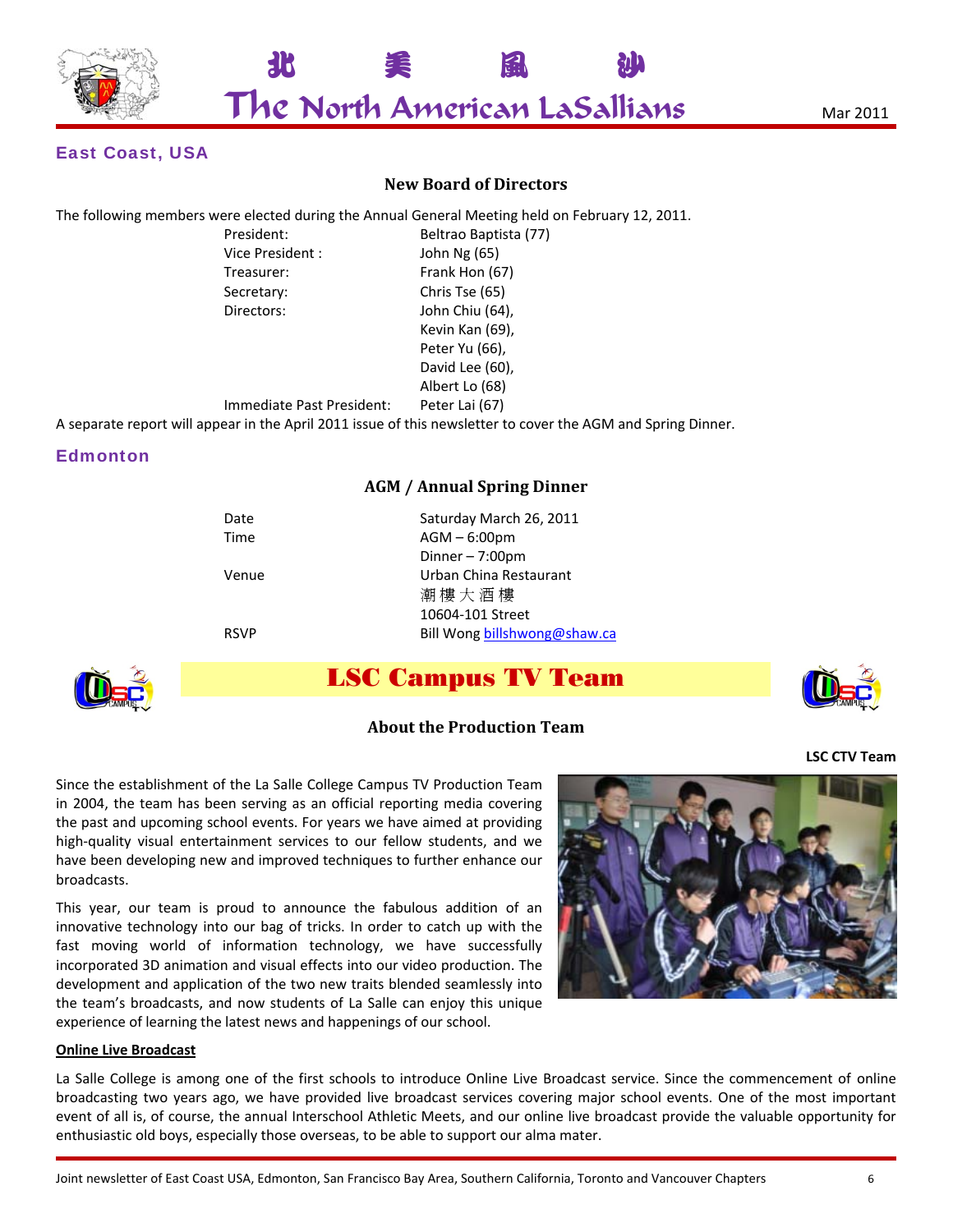## East Coast, USA

### New Board of Directors

The following members were elected during the Annual General Meeting held on February 12, 2011.

| | |
|---|---|
| President: | Beltrao Baptista (77) |
| Vice President : | John Ng (65) |
| Treasurer: | Frank Hon (67) |
| Secretary: | Chris Tse (65) |
| Directors: | John Chiu (64), |
| | Kevin Kan (69), |
| | Peter Yu (66), |
| | David Lee (60), |
| | Albert Lo (68) |
| Immediate Past President: | Peter Lai (67) |

A separate report will appear in the April 2011 issue of this newsletter to cover the AGM and Spring Dinner.

## Edmonton

### AGM / Annual Spring Dinner

| | |
|---|---|
| Date | Saturday March 26, 2011 |
| Time | AGM – 6:00pm |
| | Dinner – 7:00pm |
| Venue | Urban China Restaurant |
| | 潮 樓 大 酒 樓 |
| | 10604-101 Street |
| RSVP | Bill Wong billshwong@shaw.ca |

## LSC Campus TV Team

### About the Production Team

**LSC CTV Team**

Since the establishment of the La Salle College Campus TV Production Team in 2004, the team has been serving as an official reporting media covering the past and upcoming school events. For years we have aimed at providing high-quality visual entertainment services to our fellow students, and we have been developing new and improved techniques to further enhance our broadcasts.

This year, our team is proud to announce the fabulous addition of an innovative technology into our bag of tricks. In order to catch up with the fast moving world of information technology, we have successfully incorporated 3D animation and visual effects into our video production. The development and application of the two new traits blended seamlessly into the team's broadcasts, and now students of La Salle can enjoy this unique experience of learning the latest news and happenings of our school.

**Online Live Broadcast**

La Salle College is among one of the first schools to introduce Online Live Broadcast service. Since the commencement of online broadcasting two years ago, we have provided live broadcast services covering major school events. One of the most important event of all is, of course, the annual Interschool Athletic Meets, and our online live broadcast provide the valuable opportunity for enthusiastic old boys, especially those overseas, to be able to support our alma mater.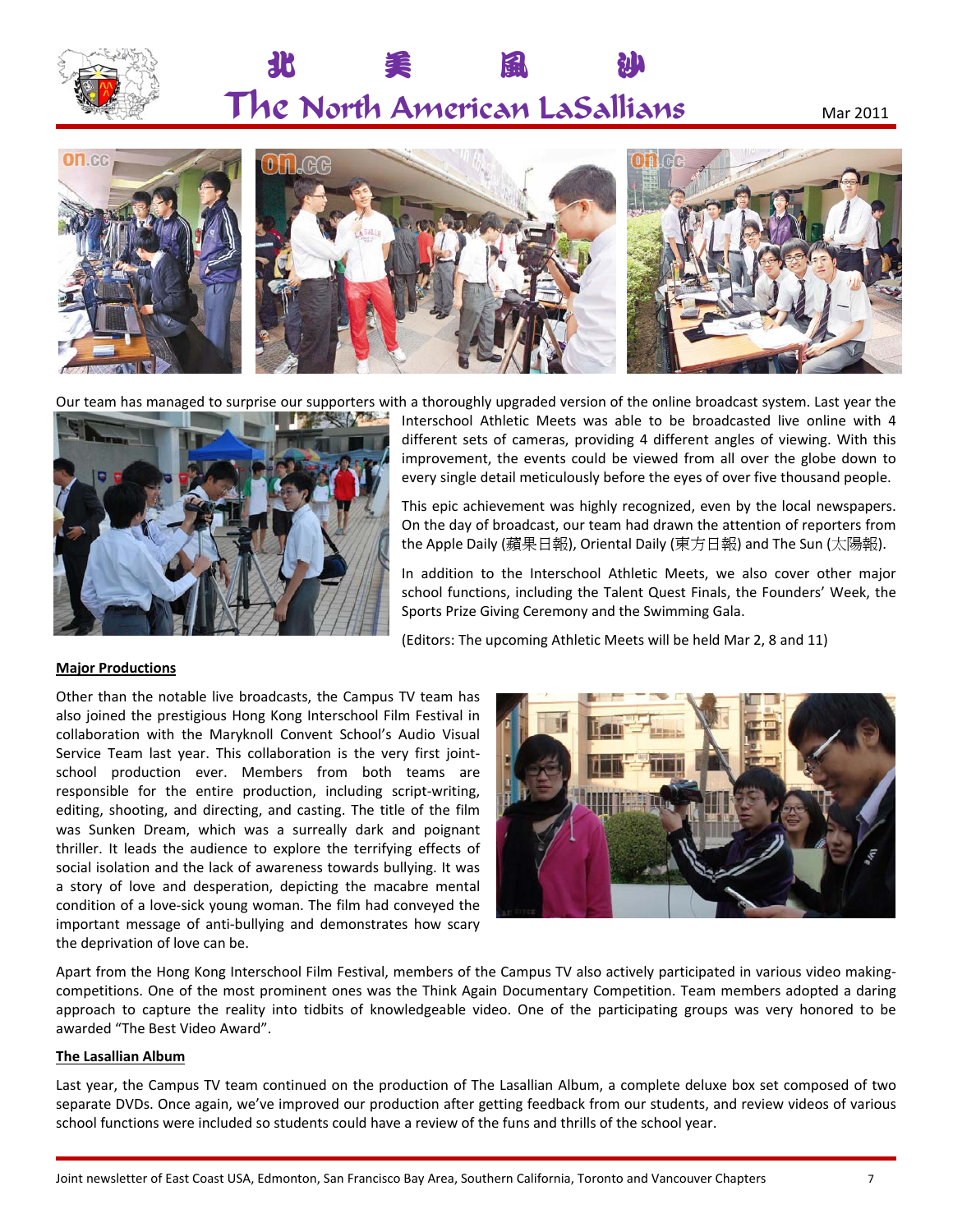Our team has managed to surprise our supporters with a thoroughly upgraded version of the online broadcast system. Last year the Interschool Athletic Meets was able to be broadcasted live online with 4 different sets of cameras, providing 4 different angles of viewing. With this improvement, the events could be viewed from all over the globe down to every single detail meticulously before the eyes of over five thousand people.

This epic achievement was highly recognized, even by the local newspapers. On the day of broadcast, our team had drawn the attention of reporters from the Apple Daily (蘋果日報), Oriental Daily (東方日報) and The Sun (太陽報).

In addition to the Interschool Athletic Meets, we also cover other major school functions, including the Talent Quest Finals, the Founders' Week, the Sports Prize Giving Ceremony and the Swimming Gala.

(Editors: The upcoming Athletic Meets will be held Mar 2, 8 and 11)

**Major Productions**

Other than the notable live broadcasts, the Campus TV team has also joined the prestigious Hong Kong Interschool Film Festival in collaboration with the Maryknoll Convent School's Audio Visual Service Team last year. This collaboration is the very first joint-school production ever. Members from both teams are responsible for the entire production, including script-writing, editing, shooting, and directing, and casting. The title of the film was Sunken Dream, which was a surreally dark and poignant thriller. It leads the audience to explore the terrifying effects of social isolation and the lack of awareness towards bullying. It was a story of love and desperation, depicting the macabre mental condition of a love-sick young woman. The film had conveyed the important message of anti-bullying and demonstrates how scary the deprivation of love can be.

Apart from the Hong Kong Interschool Film Festival, members of the Campus TV also actively participated in various video making-competitions. One of the most prominent ones was the Think Again Documentary Competition. Team members adopted a daring approach to capture the reality into tidbits of knowledgeable video. One of the participating groups was very honored to be awarded "The Best Video Award".

**The Lasallian Album**

Last year, the Campus TV team continued on the production of The Lasallian Album, a complete deluxe box set composed of two separate DVDs. Once again, we've improved our production after getting feedback from our students, and review videos of various school functions were included so students could have a review of the funs and thrills of the school year.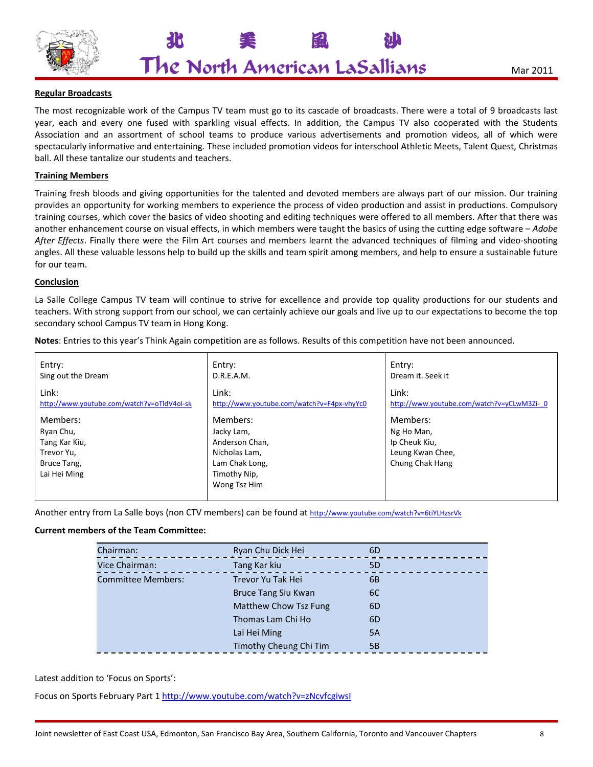**Regular Broadcasts**

The most recognizable work of the Campus TV team must go to its cascade of broadcasts. There were a total of 9 broadcasts last year, each and every one fused with sparkling visual effects. In addition, the Campus TV also cooperated with the Students Association and an assortment of school teams to produce various advertisements and promotion videos, all of which were spectacularly informative and entertaining. These included promotion videos for interschool Athletic Meets, Talent Quest, Christmas ball. All these tantalize our students and teachers.

**Training Members**

Training fresh bloods and giving opportunities for the talented and devoted members are always part of our mission. Our training provides an opportunity for working members to experience the process of video production and assist in productions. Compulsory training courses, which cover the basics of video shooting and editing techniques were offered to all members. After that there was another enhancement course on visual effects, in which members were taught the basics of using the cutting edge software – *Adobe After Effects*. Finally there were the Film Art courses and members learnt the advanced techniques of filming and video-shooting angles. All these valuable lessons help to build up the skills and team spirit among members, and help to ensure a sustainable future for our team.

**Conclusion**

La Salle College Campus TV team will continue to strive for excellence and provide top quality productions for our students and teachers. With strong support from our school, we can certainly achieve our goals and live up to our expectations to become the top secondary school Campus TV team in Hong Kong.

**Notes**: Entries to this year's Think Again competition are as follows. Results of this competition have not been announced.

| Entry: Sing out the Dream | Entry: D.R.E.A.M. | Entry: Dream it. Seek it |
|---|---|---|
| Link: http://www.youtube.com/watch?v=oTldV4ol-sk | Link: http://www.youtube.com/watch?v=F4px-vhyYc0 | Link: http://www.youtube.com/watch?v=yCLwM3Zi-_0 |
| Members: Ryan Chu, Tang Kar Kiu, Trevor Yu, Bruce Tang, Lai Hei Ming | Members: Jacky Lam, Anderson Chan, Nicholas Lam, Lam Chak Long, Timothy Nip, Wong Tsz Him | Members: Ng Ho Man, Ip Cheuk Kiu, Leung Kwan Chee, Chung Chak Hang |

Another entry from La Salle boys (non CTV members) can be found at http://www.youtube.com/watch?v=6tiYLHzsrVk

**Current members of the Team Committee:**

| | | |
|---|---|---|
| Chairman: | Ryan Chu Dick Hei | 6D |
| Vice Chairman: | Tang Kar kiu | 5D |
| Committee Members: | Trevor Yu Tak Hei | 6B |
| | Bruce Tang Siu Kwan | 6C |
| | Matthew Chow Tsz Fung | 6D |
| | Thomas Lam Chi Ho | 6D |
| | Lai Hei Ming | 5A |
| | Timothy Cheung Chi Tim | 5B |

Latest addition to 'Focus on Sports':

Focus on Sports February Part 1 http://www.youtube.com/watch?v=zNcvfcgiwsI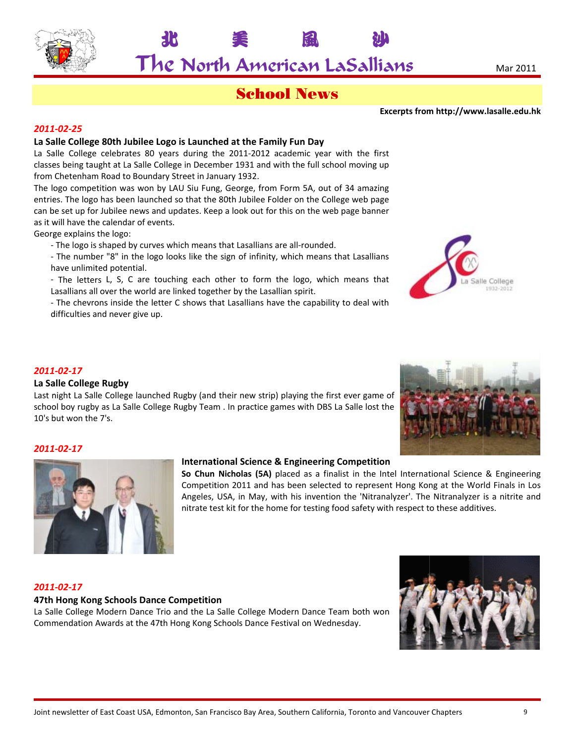# School News

**Excerpts from http://www.lasalle.edu.hk**

*2011-02-25*

### La Salle College 80th Jubilee Logo is Launched at the Family Fun Day

La Salle College celebrates 80 years during the 2011-2012 academic year with the first classes being taught at La Salle College in December 1931 and with the full school moving up from Chetenham Road to Boundary Street in January 1932.

The logo competition was won by LAU Siu Fung, George, from Form 5A, out of 34 amazing entries. The logo has been launched so that the 80th Jubilee Folder on the College web page can be set up for Jubilee news and updates. Keep a look out for this on the web page banner as it will have the calendar of events.

George explains the logo:

- The logo is shaped by curves which means that Lasallians are all-rounded.
- The number "8" in the logo looks like the sign of infinity, which means that Lasallians have unlimited potential.
- The letters L, S, C are touching each other to form the logo, which means that Lasallians all over the world are linked together by the Lasallian spirit.
- The chevrons inside the letter C shows that Lasallians have the capability to deal with difficulties and never give up.

*2011-02-17*

### La Salle College Rugby

Last night La Salle College launched Rugby (and their new strip) playing the first ever game of school boy rugby as La Salle College Rugby Team . In practice games with DBS La Salle lost the 10's but won the 7's.

*2011-02-17*

### International Science & Engineering Competition

**So Chun Nicholas (5A)** placed as a finalist in the Intel International Science & Engineering Competition 2011 and has been selected to represent Hong Kong at the World Finals in Los Angeles, USA, in May, with his invention the 'Nitranalyzer'. The Nitranalyzer is a nitrite and nitrate test kit for the home for testing food safety with respect to these additives.

*2011-02-17*

### 47th Hong Kong Schools Dance Competition

La Salle College Modern Dance Trio and the La Salle College Modern Dance Team both won Commendation Awards at the 47th Hong Kong Schools Dance Festival on Wednesday.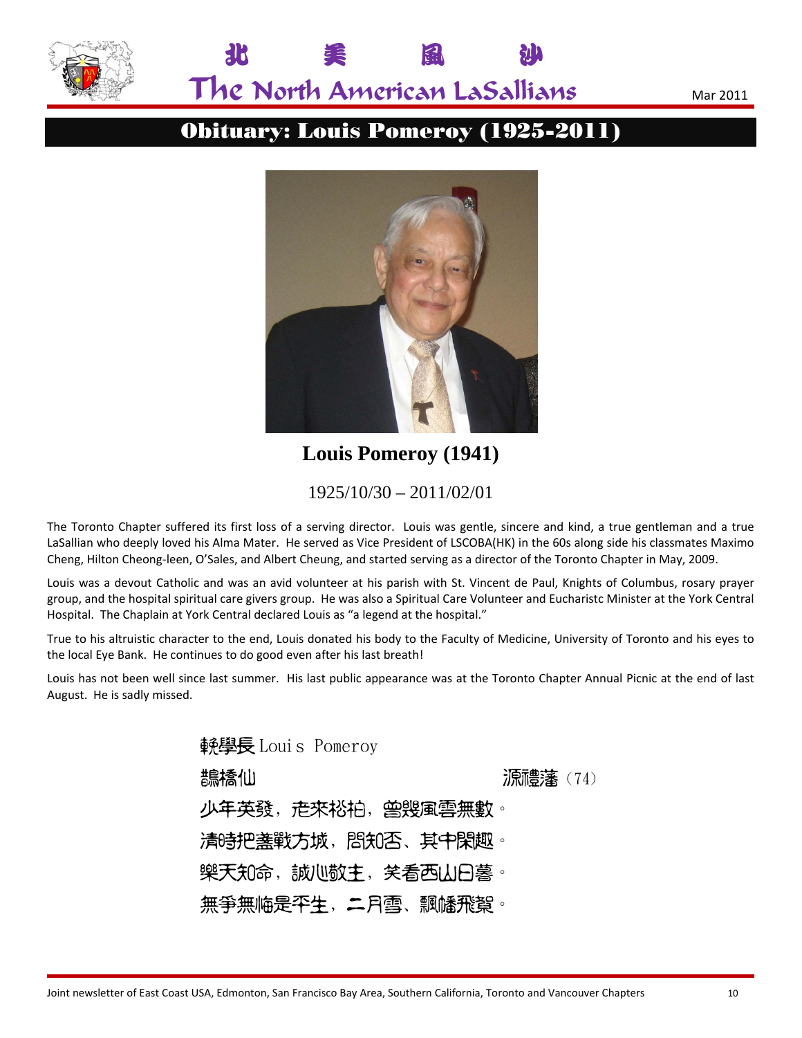# 北 美 風 沙

# The North American LaSallians

Mar 2011

## Obituary: Louis Pomeroy (1925-2011)

**Louis Pomeroy (1941)**

1925/10/30 – 2011/02/01

The Toronto Chapter suffered its first loss of a serving director. Louis was gentle, sincere and kind, a true gentleman and a true LaSallian who deeply loved his Alma Mater. He served as Vice President of LSCOBA(HK) in the 60s along side his classmates Maximo Cheng, Hilton Cheong-leen, O'Sales, and Albert Cheung, and started serving as a director of the Toronto Chapter in May, 2009.

Louis was a devout Catholic and was an avid volunteer at his parish with St. Vincent de Paul, Knights of Columbus, rosary prayer group, and the hospital spiritual care givers group. He was also a Spiritual Care Volunteer and Eucharistc Minister at the York Central Hospital. The Chaplain at York Central declared Louis as "a legend at the hospital."

True to his altruistic character to the end, Louis donated his body to the Faculty of Medicine, University of Toronto and his eyes to the local Eye Bank. He continues to do good even after his last breath!

Louis has not been well since last summer. His last public appearance was at the Toronto Chapter Annual Picnic at the end of last August. He is sadly missed.

輓學長 Loui s Pomeroy

鵲橋仙　　　　　　　　　　　源禮藩（74）

少年英發，老來松柏，曾幾風雲無數。

清時把盞戰方城，問知否、其中閑趣。

樂天知命，誠心敬主，笑看西山日暮。

無爭無悔是平生，二月雪、飄幡飛絮。